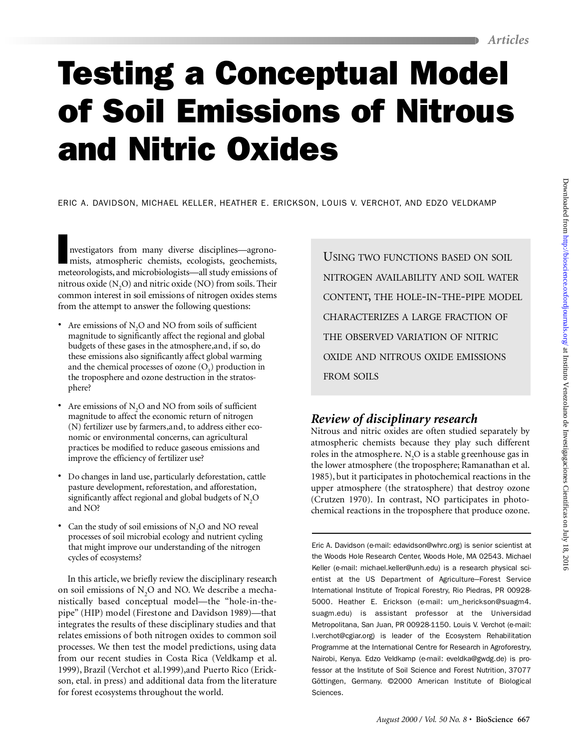# Testing a Conceptual Model of Soil Emissions of Nitrous and Nitric Oxides

ERIC A. DAVIDSON, MICHAEL KELLER, HEATHER E. ERICKSON, LOUIS V. VERCHOT, AND EDZO VELDKAMP

Investigators from many diverse disciplines—agronomists, atmospheric chemists, ecologists, geochemists, meteorologists, and microbiologists—all study emissions of nitrous oxide ($N_2O$) and nitric oxide (NO) from soils. Their common interest in soil emissions of nitrogen oxides stems from the attempt to answer the following questions:

- Are emissions of $N_2O$ and NO from soils of sufficient magnitude to significantly affect the regional and global budgets of these gases in the atmosphere,and, if so, do these emissions also significantly affect global warming and the chemical processes of ozone ($O_3$) production in the troposphere and ozone destruction in the stratosphere?
- Are emissions of $N_2O$ and NO from soils of sufficient magnitude to affect the economic return of nitrogen (N) fertilizer use by farmers,and, to address either economic or environmental concerns, can agricultural practices be modified to reduce gaseous emissions and improve the efficiency of fertilizer use?
- Do changes in land use, particularly deforestation, cattle pasture development, reforestation, and afforestation, significantly affect regional and global budgets of $N_2O$ and NO?
- Can the study of soil emissions of $N_2O$ and NO reveal processes of soil microbial ecology and nutrient cycling that might improve our understanding of the nitrogen cycles of ecosystems?

In this article, we briefly review the disciplinary research on soil emissions of $N_2O$ and NO. We describe a mechanistically based conceptual model—the "hole-in-the-pipe" (HIP) model (Firestone and Davidson 1989)—that integrates the results of these disciplinary studies and that relates emissions of both nitrogen oxides to common soil processes. We then test the model predictions, using data from our recent studies in Costa Rica (Veldkamp et al. 1999), Brazil (Verchot et al.1999),and Puerto Rico (Erickson, etal. in press) and additional data from the literature for forest ecosystems throughout the world.

> Using two functions based on soil nitrogen availability and soil water content, the hole-in-the-pipe model characterizes a large fraction of the observed variation of nitric oxide and nitrous oxide emissions from soils

## Review of disciplinary research

Nitrous and nitric oxides are often studied separately by atmospheric chemists because they play such different roles in the atmosphere. $N_2O$ is a stable greenhouse gas in the lower atmosphere (the troposphere; Ramanathan et al. 1985), but it participates in photochemical reactions in the upper atmosphere (the stratosphere) that destroy ozone (Crutzen 1970). In contrast, NO participates in photochemical reactions in the troposphere that produce ozone.

Eric A. Davidson (e-mail: edavidson@whrc.org) is senior scientist at the Woods Hole Research Center, Woods Hole, MA 02543. Michael Keller (e-mail: michael.keller@unh.edu) is a research physical scientist at the US Department of Agriculture–Forest Service International Institute of Tropical Forestry, Rio Piedras, PR 00928-5000. Heather E. Erickson (e-mail: um_herickson@suagm4.suagm.edu) is assistant professor at the Universidad Metropolitana, San Juan, PR 00928-1150. Louis V. Verchot (e-mail: l.verchot@cgiar.org) is leader of the Ecosystem Rehabilitation Programme at the International Centre for Research in Agroforestry, Nairobi, Kenya. Edzo Veldkamp (e-mail: eveldka@gwdg.de) is professor at the Institute of Soil Science and Forest Nutrition, 37077 Göttingen, Germany. ©2000 American Institute of Biological Sciences.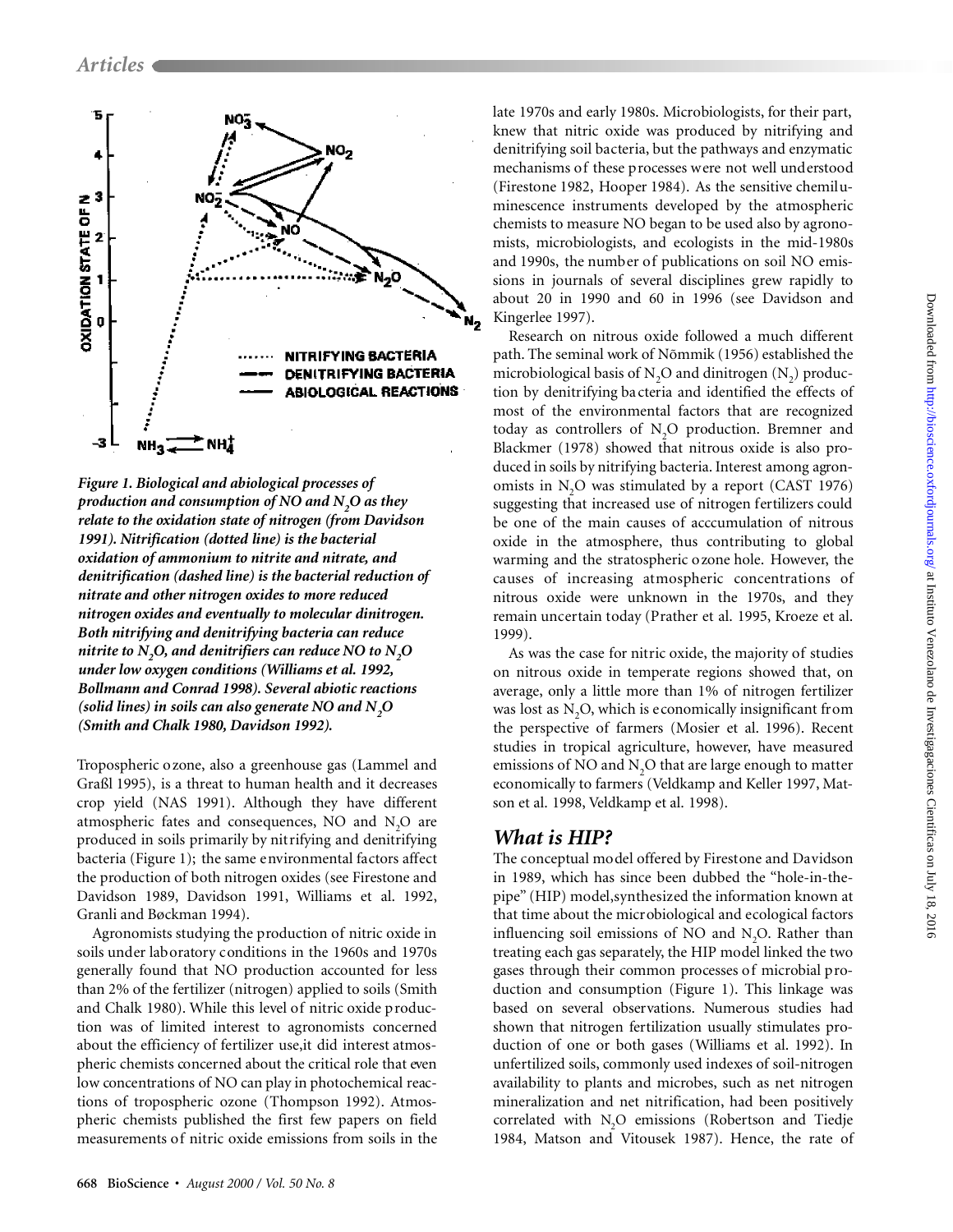*Figure 1. Biological and abiological processes of production and consumption of NO and $N_2O$ as they relate to the oxidation state of nitrogen (from Davidson 1991). Nitrification (dotted line) is the bacterial oxidation of ammonium to nitrite and nitrate, and denitrification (dashed line) is the bacterial reduction of nitrate and other nitrogen oxides to more reduced nitrogen oxides and eventually to molecular dinitrogen. Both nitrifying and denitrifying bacteria can reduce nitrite to $N_2O$, and denitrifiers can reduce NO to $N_2O$ under low oxygen conditions (Williams et al. 1992, Bollmann and Conrad 1998). Several abiotic reactions (solid lines) in soils can also generate NO and $N_2O$ (Smith and Chalk 1980, Davidson 1992).*

Tropospheric ozone, also a greenhouse gas (Lammel and Graßl 1995), is a threat to human health and it decreases crop yield (NAS 1991). Although they have different atmospheric fates and consequences, NO and $N_2O$ are produced in soils primarily by nitrifying and denitrifying bacteria (Figure 1); the same environmental factors affect the production of both nitrogen oxides (see Firestone and Davidson 1989, Davidson 1991, Williams et al. 1992, Granli and Bøckman 1994).

Agronomists studying the production of nitric oxide in soils under laboratory conditions in the 1960s and 1970s generally found that NO production accounted for less than 2% of the fertilizer (nitrogen) applied to soils (Smith and Chalk 1980). While this level of nitric oxide production was of limited interest to agronomists concerned about the efficiency of fertilizer use,it did interest atmospheric chemists concerned about the critical role that even low concentrations of NO can play in photochemical reactions of tropospheric ozone (Thompson 1992). Atmospheric chemists published the first few papers on field measurements of nitric oxide emissions from soils in the late 1970s and early 1980s. Microbiologists, for their part, knew that nitric oxide was produced by nitrifying and denitrifying soil bacteria, but the pathways and enzymatic mechanisms of these processes were not well understood (Firestone 1982, Hooper 1984). As the sensitive chemiluminescence instruments developed by the atmospheric chemists to measure NO began to be used also by agronomists, microbiologists, and ecologists in the mid-1980s and 1990s, the number of publications on soil NO emissions in journals of several disciplines grew rapidly to about 20 in 1990 and 60 in 1996 (see Davidson and Kingerlee 1997).

Research on nitrous oxide followed a much different path. The seminal work of Nõmmik (1956) established the microbiological basis of $N_2O$ and dinitrogen ($N_2$) production by denitrifying bacteria and identified the effects of most of the environmental factors that are recognized today as controllers of $N_2O$ production. Bremner and Blackmer (1978) showed that nitrous oxide is also produced in soils by nitrifying bacteria. Interest among agronomists in $N_2O$ was stimulated by a report (CAST 1976) suggesting that increased use of nitrogen fertilizers could be one of the main causes of acccumulation of nitrous oxide in the atmosphere, thus contributing to global warming and the stratospheric ozone hole. However, the causes of increasing atmospheric concentrations of nitrous oxide were unknown in the 1970s, and they remain uncertain today (Prather et al. 1995, Kroeze et al. 1999).

As was the case for nitric oxide, the majority of studies on nitrous oxide in temperate regions showed that, on average, only a little more than 1% of nitrogen fertilizer was lost as $N_2O$, which is economically insignificant from the perspective of farmers (Mosier et al. 1996). Recent studies in tropical agriculture, however, have measured emissions of NO and $N_2O$ that are large enough to matter economically to farmers (Veldkamp and Keller 1997, Matson et al. 1998, Veldkamp et al. 1998).

## What is HIP?

The conceptual model offered by Firestone and Davidson in 1989, which has since been dubbed the "hole-in-the-pipe" (HIP) model,synthesized the information known at that time about the microbiological and ecological factors influencing soil emissions of NO and $N_2O$. Rather than treating each gas separately, the HIP model linked the two gases through their common processes of microbial production and consumption (Figure 1). This linkage was based on several observations. Numerous studies had shown that nitrogen fertilization usually stimulates production of one or both gases (Williams et al. 1992). In unfertilized soils, commonly used indexes of soil-nitrogen availability to plants and microbes, such as net nitrogen mineralization and net nitrification, had been positively correlated with $N_2O$ emissions (Robertson and Tiedje 1984, Matson and Vitousek 1987). Hence, the rate of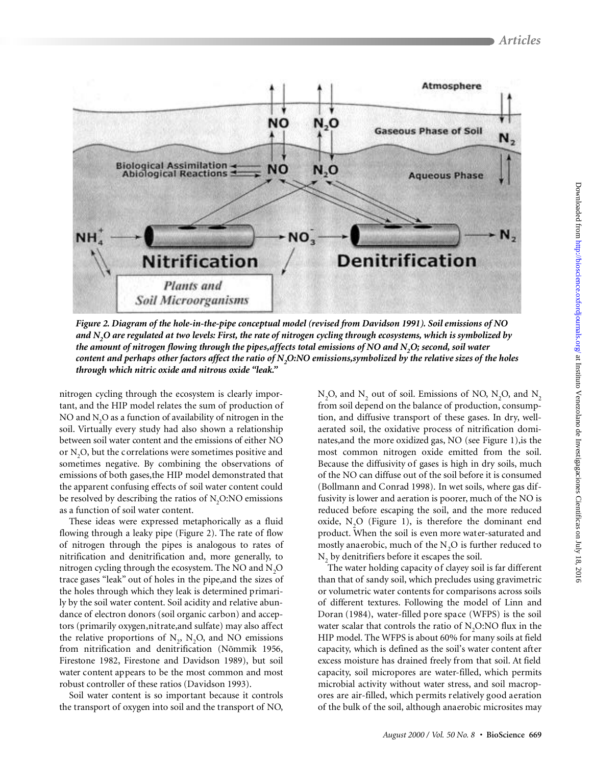*Figure 2. Diagram of the hole-in-the-pipe conceptual model (revised from Davidson 1991). Soil emissions of NO and $N_2O$ are regulated at two levels: First, the rate of nitrogen cycling through ecosystems, which is symbolized by the amount of nitrogen flowing through the pipes, affects total emissions of NO and $N_2O$; second, soil water content and perhaps other factors affect the ratio of $N_2O$:NO emissions, symbolized by the relative sizes of the holes through which nitric oxide and nitrous oxide "leak."*

nitrogen cycling through the ecosystem is clearly important, and the HIP model relates the sum of production of NO and $N_2O$ as a function of availability of nitrogen in the soil. Virtually every study had also shown a relationship between soil water content and the emissions of either NO or $N_2O$, but the correlations were sometimes positive and sometimes negative. By combining the observations of emissions of both gases, the HIP model demonstrated that the apparent confusing effects of soil water content could be resolved by describing the ratios of $N_2O$:NO emissions as a function of soil water content.

These ideas were expressed metaphorically as a fluid flowing through a leaky pipe (Figure 2). The rate of flow of nitrogen through the pipes is analogous to rates of nitrification and denitrification and, more generally, to nitrogen cycling through the ecosystem. The NO and $N_2O$ trace gases "leak" out of holes in the pipe, and the sizes of the holes through which they leak is determined primarily by the soil water content. Soil acidity and relative abundance of electron donors (soil organic carbon) and acceptors (primarily oxygen, nitrate, and sulfate) may also affect the relative proportions of $N_2$, $N_2O$, and NO emissions from nitrification and denitrification (Nõmmik 1956, Firestone 1982, Firestone and Davidson 1989), but soil water content appears to be the most common and most robust controller of these ratios (Davidson 1993).

Soil water content is so important because it controls the transport of oxygen into soil and the transport of NO, $N_2O$, and $N_2$ out of soil. Emissions of NO, $N_2O$, and $N_2$ from soil depend on the balance of production, consumption, and diffusive transport of these gases. In dry, well-aerated soil, the oxidative process of nitrification dominates, and the more oxidized gas, NO (see Figure 1), is the most common nitrogen oxide emitted from the soil. Because the diffusivity of gases is high in dry soils, much of the NO can diffuse out of the soil before it is consumed (Bollmann and Conrad 1998). In wet soils, where gas diffusivity is lower and aeration is poorer, much of the NO is reduced before escaping the soil, and the more reduced oxide, $N_2O$ (Figure 1), is therefore the dominant end product. When the soil is even more water-saturated and mostly anaerobic, much of the $N_2O$ is further reduced to $N_2$ by denitrifiers before it escapes the soil.

The water holding capacity of clayey soil is far different than that of sandy soil, which precludes using gravimetric or volumetric water contents for comparisons across soils of different textures. Following the model of Linn and Doran (1984), water-filled pore space (WFPS) is the soil water scalar that controls the ratio of $N_2O$:NO flux in the HIP model. The WFPS is about 60% for many soils at field capacity, which is defined as the soil's water content after excess moisture has drained freely from that soil. At field capacity, soil micropores are water-filled, which permits microbial activity without water stress, and soil macropores are air-filled, which permits relatively good aeration of the bulk of the soil, although anaerobic microsites may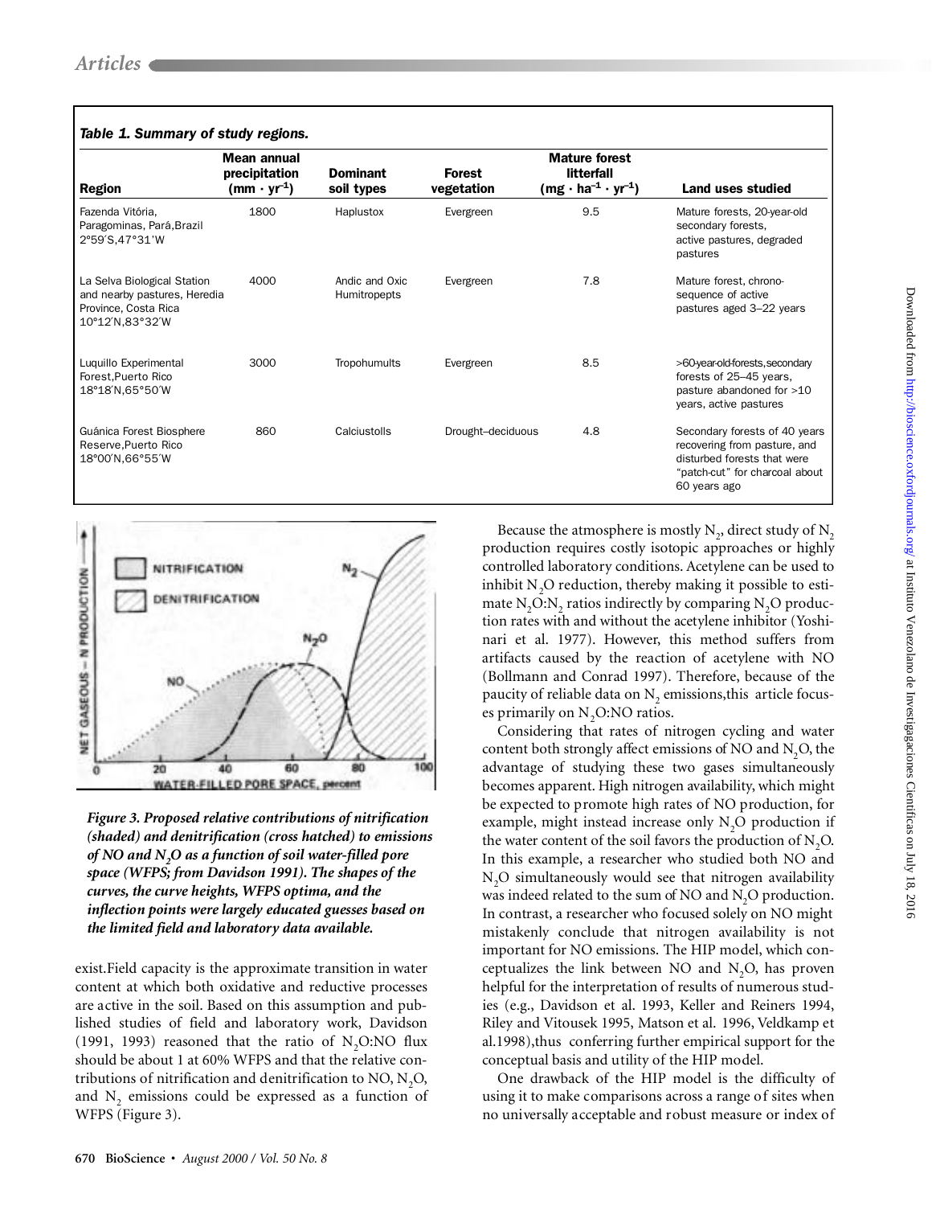*Table 1. Summary of study regions.*

| Region | Mean annual precipitation ($mm \cdot yr^{-1}$) | Dominant soil types | Forest vegetation | Mature forest litterfall ($mg \cdot ha^{-1} \cdot yr^{-1}$) | Land uses studied |
|---|---|---|---|---|---|
| Fazenda Vitória, Paragominas, Pará, Brazil 2°59′S, 47°31′W | 1800 | Haplustox | Evergreen | 9.5 | Mature forests, 20-year-old secondary forests, active pastures, degraded pastures |
| La Selva Biological Station and nearby pastures, Heredia Province, Costa Rica 10°12′N, 83°32′W | 4000 | Andic and Oxic Humitropepts | Evergreen | 7.8 | Mature forest, chronosequence of active pastures aged 3–22 years |
| Luquillo Experimental Forest, Puerto Rico 18°18′N, 65°50′W | 3000 | Tropohumults | Evergreen | 8.5 | >60-year-old-forests, secondary forests of 25–45 years, pasture abandoned for >10 years, active pastures |
| Guánica Forest Biosphere Reserve, Puerto Rico 18°00′N, 66°55′W | 860 | Calciustolls | Drought–deciduous | 4.8 | Secondary forests of 40 years recovering from pasture, and disturbed forests that were "patch-cut" for charcoal about 60 years ago |

*Figure 3. Proposed relative contributions of nitrification (shaded) and denitrification (cross hatched) to emissions of NO and $N_2O$ as a function of soil water-filled pore space (WFPS; from Davidson 1991). The shapes of the curves, the curve heights, WFPS optima, and the inflection points were largely educated guesses based on the limited field and laboratory data available.*

exist. Field capacity is the approximate transition in water content at which both oxidative and reductive processes are active in the soil. Based on this assumption and published studies of field and laboratory work, Davidson (1991, 1993) reasoned that the ratio of $N_2O$:NO flux should be about 1 at 60% WFPS and that the relative contributions of nitrification and denitrification to NO, $N_2O$, and $N_2$ emissions could be expressed as a function of WFPS (Figure 3).

Because the atmosphere is mostly $N_2$, direct study of $N_2$ production requires costly isotopic approaches or highly controlled laboratory conditions. Acetylene can be used to inhibit $N_2O$ reduction, thereby making it possible to estimate $N_2O$:$N_2$ ratios indirectly by comparing $N_2O$ production rates with and without the acetylene inhibitor (Yoshinari et al. 1977). However, this method suffers from artifacts caused by the reaction of acetylene with NO (Bollmann and Conrad 1997). Therefore, because of the paucity of reliable data on $N_2$ emissions, this article focuses primarily on $N_2O$:NO ratios.

Considering that rates of nitrogen cycling and water content both strongly affect emissions of NO and $N_2O$, the advantage of studying these two gases simultaneously becomes apparent. High nitrogen availability, which might be expected to promote high rates of NO production, for example, might instead increase only $N_2O$ production if the water content of the soil favors the production of $N_2O$. In this example, a researcher who studied both NO and $N_2O$ simultaneously would see that nitrogen availability was indeed related to the sum of NO and $N_2O$ production. In contrast, a researcher who focused solely on NO might mistakenly conclude that nitrogen availability is not important for NO emissions. The HIP model, which conceptualizes the link between NO and $N_2O$, has proven helpful for the interpretation of results of numerous studies (e.g., Davidson et al. 1993, Keller and Reiners 1994, Riley and Vitousek 1995, Matson et al. 1996, Veldkamp et al. 1998), thus conferring further empirical support for the conceptual basis and utility of the HIP model.

One drawback of the HIP model is the difficulty of using it to make comparisons across a range of sites when no universally acceptable and robust measure or index of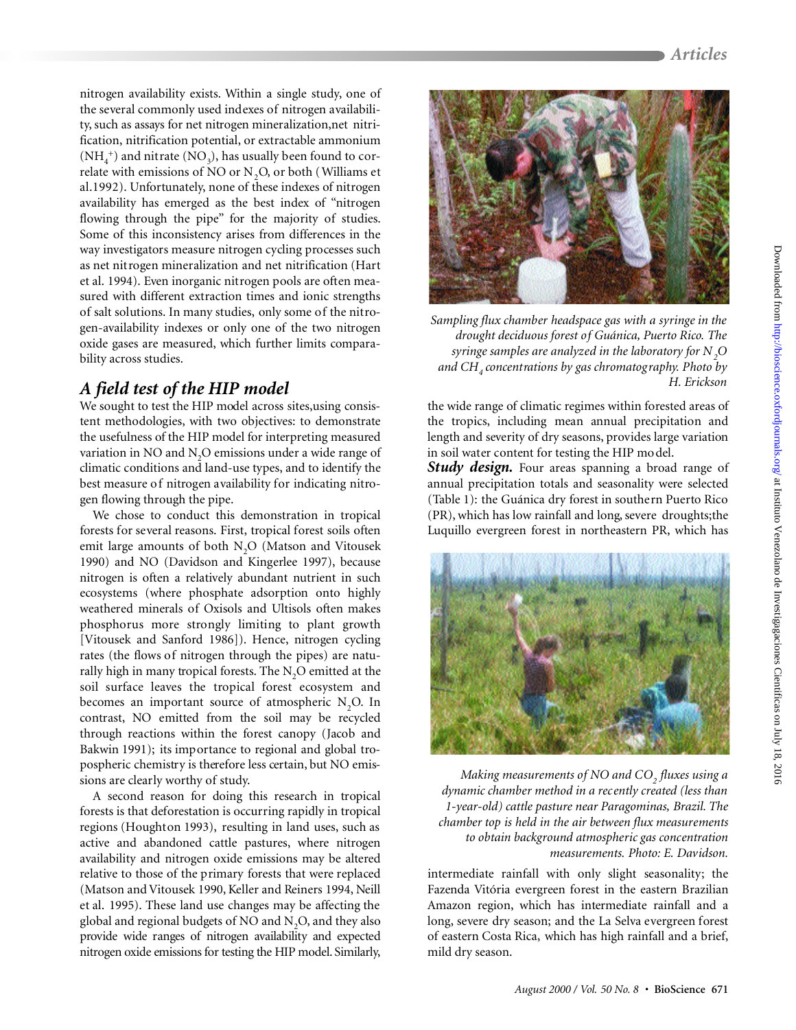nitrogen availability exists. Within a single study, one of the several commonly used indexes of nitrogen availability, such as assays for net nitrogen mineralization, net nitrification, nitrification potential, or extractable ammonium ($NH_4^+$) and nitrate ($NO_3$), has usually been found to correlate with emissions of NO or $N_2O$, or both (Williams et al. 1992). Unfortunately, none of these indexes of nitrogen availability has emerged as the best index of "nitrogen flowing through the pipe" for the majority of studies. Some of this inconsistency arises from differences in the way investigators measure nitrogen cycling processes such as net nitrogen mineralization and net nitrification (Hart et al. 1994). Even inorganic nitrogen pools are often measured with different extraction times and ionic strengths of salt solutions. In many studies, only some of the nitrogen-availability indexes or only one of the two nitrogen oxide gases are measured, which further limits comparability across studies.

## A field test of the HIP model

We sought to test the HIP model across sites, using consistent methodologies, with two objectives: to demonstrate the usefulness of the HIP model for interpreting measured variation in NO and $N_2O$ emissions under a wide range of climatic conditions and land-use types, and to identify the best measure of nitrogen availability for indicating nitrogen flowing through the pipe.

We chose to conduct this demonstration in tropical forests for several reasons. First, tropical forest soils often emit large amounts of both $N_2O$ (Matson and Vitousek 1990) and NO (Davidson and Kingerlee 1997), because nitrogen is often a relatively abundant nutrient in such ecosystems (where phosphate adsorption onto highly weathered minerals of Oxisols and Ultisols often makes phosphorus more strongly limiting to plant growth [Vitousek and Sanford 1986]). Hence, nitrogen cycling rates (the flows of nitrogen through the pipes) are naturally high in many tropical forests. The $N_2O$ emitted at the soil surface leaves the tropical forest ecosystem and becomes an important source of atmospheric $N_2O$. In contrast, NO emitted from the soil may be recycled through reactions within the forest canopy (Jacob and Bakwin 1991); its importance to regional and global tropospheric chemistry is therefore less certain, but NO emissions are clearly worthy of study.

A second reason for doing this research in tropical forests is that deforestation is occurring rapidly in tropical regions (Houghton 1993), resulting in land uses, such as active and abandoned cattle pastures, where nitrogen availability and nitrogen oxide emissions may be altered relative to those of the primary forests that were replaced (Matson and Vitousek 1990, Keller and Reiners 1994, Neill et al. 1995). These land use changes may be affecting the global and regional budgets of NO and $N_2O$, and they also provide wide ranges of nitrogen availability and expected nitrogen oxide emissions for testing the HIP model. Similarly, the wide range of climatic regimes within forested areas of the tropics, including mean annual precipitation and length and severity of dry seasons, provides large variation in soil water content for testing the HIP model.

*Sampling flux chamber headspace gas with a syringe in the drought deciduous forest of Guánica, Puerto Rico. The syringe samples are analyzed in the laboratory for $N_2O$ and $CH_4$ concentrations by gas chromatography. Photo by H. Erickson*

***Study design.*** Four areas spanning a broad range of annual precipitation totals and seasonality were selected (Table 1): the Guánica dry forest in southern Puerto Rico (PR), which has low rainfall and long, severe droughts; the Luquillo evergreen forest in northeastern PR, which has intermediate rainfall with only slight seasonality; the Fazenda Vitória evergreen forest in the eastern Brazilian Amazon region, which has intermediate rainfall and a long, severe dry season; and the La Selva evergreen forest of eastern Costa Rica, which has high rainfall and a brief, mild dry season.

*Making measurements of NO and $CO_2$ fluxes using a dynamic chamber method in a recently created (less than 1-year-old) cattle pasture near Paragominas, Brazil. The chamber top is held in the air between flux measurements to obtain background atmospheric gas concentration measurements. Photo: E. Davidson.*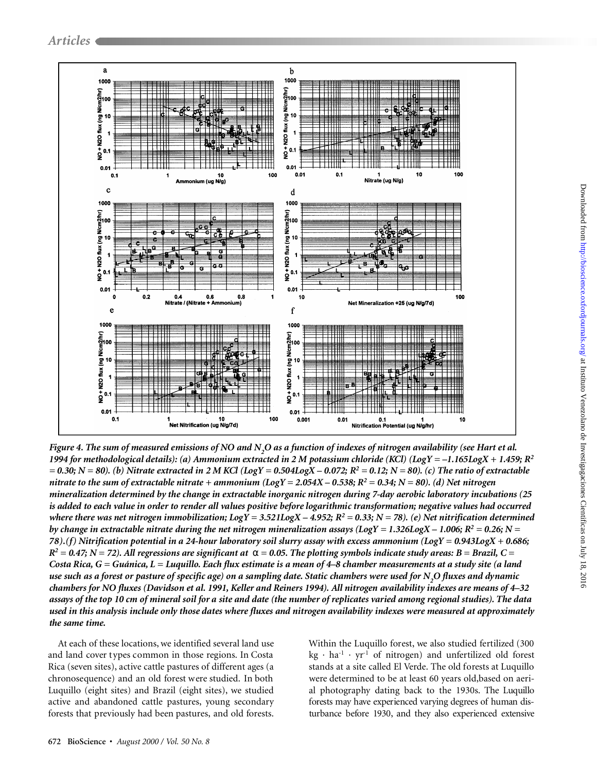*Figure 4. The sum of measured emissions of NO and $N_2O$ as a function of indexes of nitrogen availability (see Hart et al. 1994 for methodological details): (a) Ammonium extracted in 2 M potassium chloride (KCl) ($LogY = -1.165LogX + 1.459$; $R^2 = 0.30$; $N = 80$). (b) Nitrate extracted in 2 M KCl ($LogY = 0.504LogX - 0.072$; $R^2 = 0.12$; $N = 80$). (c) The ratio of extractable nitrate to the sum of extractable nitrate + ammonium ($LogY = 2.054X - 0.538$; $R^2 = 0.34$; $N = 80$). (d) Net nitrogen mineralization determined by the change in extractable inorganic nitrogen during 7-day aerobic laboratory incubations (25 is added to each value in order to render all values positive before logarithmic transformation; negative values had occurred where there was net nitrogen immobilization; $LogY = 3.521LogX - 4.952$; $R^2 = 0.33$; $N = 78$). (e) Net nitrification determined by change in extractable nitrate during the net nitrogen mineralization assays ($LogY = 1.326LogX - 1.006$; $R^2 = 0.26$; $N = 78$). (f) Nitrification potential in a 24-hour laboratory soil slurry assay with excess ammonium ($LogY = 0.943LogX + 0.686$; $R^2 = 0.47$; $N = 72$). All regressions are significant at $\alpha = 0.05$. The plotting symbols indicate study areas: B = Brazil, C = Costa Rica, G = Guánica, L = Luquillo. Each flux estimate is a mean of 4–8 chamber measurements at a study site (a land use such as a forest or pasture of specific age) on a sampling date. Static chambers were used for $N_2O$ fluxes and dynamic chambers for NO fluxes (Davidson et al. 1991, Keller and Reiners 1994). All nitrogen availability indexes are means of 4–32 assays of the top 10 cm of mineral soil for a site and date (the number of replicates varied among regional studies). The data used in this analysis include only those dates where fluxes and nitrogen availability indexes were measured at approximately the same time.*

At each of these locations, we identified several land use and land cover types common in those regions. In Costa Rica (seven sites), active cattle pastures of different ages (a chronosequence) and an old forest were studied. In both Luquillo (eight sites) and Brazil (eight sites), we studied active and abandoned cattle pastures, young secondary forests that previously had been pastures, and old forests. Within the Luquillo forest, we also studied fertilized (300 $kg \cdot ha^{-1} \cdot yr^{-1}$ of nitrogen) and unfertilized old forest stands at a site called El Verde. The old forests at Luquillo were determined to be at least 60 years old,based on aerial photography dating back to the 1930s. The Luquillo forests may have experienced varying degrees of human disturbance before 1930, and they also experienced extensive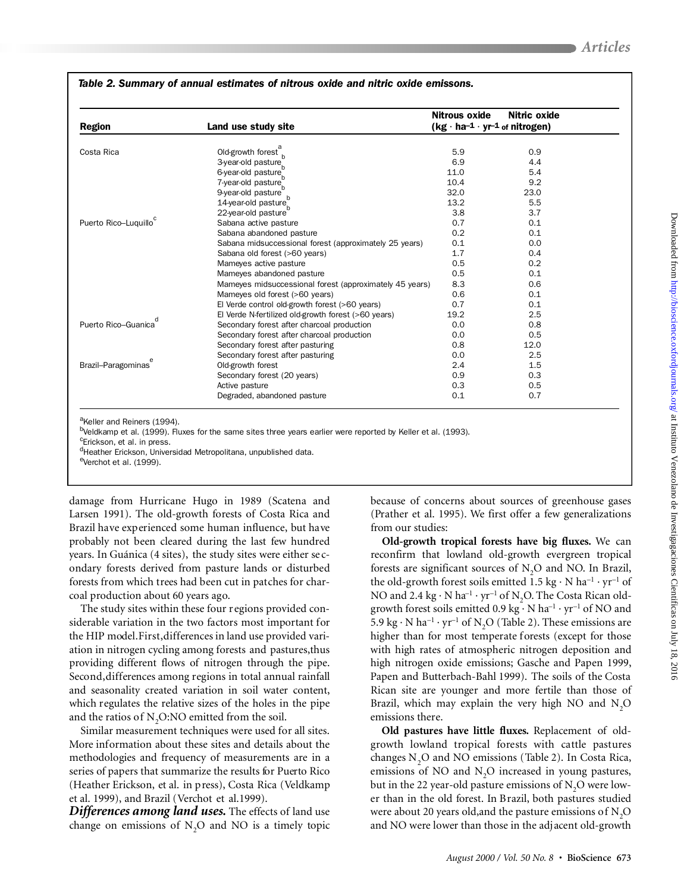*Table 2. Summary of annual estimates of nitrous oxide and nitric oxide emissons.*

| Region | Land use study site | Nitrous oxide | Nitric oxide |
|---|---|---|---|
| | | (kg · ha$^{-1}$ · yr$^{-1}$ of nitrogen) | |
| Costa Rica | Old-growth forest[a] | 5.9 | 0.9 |
| | 3-year-old pasture[b] | 6.9 | 4.4 |
| | 6-year-old pasture[b] | 11.0 | 5.4 |
| | 7-year-old pasture[b] | 10.4 | 9.2 |
| | 9-year-old pasture[b] | 32.0 | 23.0 |
| | 14-year-old pasture[b] | 13.2 | 5.5 |
| | 22-year-old pasture[b] | 3.8 | 3.7 |
| Puerto Rico–Luquillo[c] | Sabana active pasture | 0.7 | 0.1 |
| | Sabana abandoned pasture | 0.2 | 0.1 |
| | Sabana midsuccessional forest (approximately 25 years) | 0.1 | 0.0 |
| | Sabana old forest (>60 years) | 1.7 | 0.4 |
| | Mameyes active pasture | 0.5 | 0.2 |
| | Mameyes abandoned pasture | 0.5 | 0.1 |
| | Mameyes midsuccessional forest (approximately 45 years) | 8.3 | 0.6 |
| | Mameyes old forest (>60 years) | 0.6 | 0.1 |
| | El Verde control old-growth forest (>60 years) | 0.7 | 0.1 |
| | El Verde N-fertilized old-growth forest (>60 years) | 19.2 | 2.5 |
| Puerto Rico–Guanica[d] | Secondary forest after charcoal production | 0.0 | 0.8 |
| | Secondary forest after charcoal production | 0.0 | 0.5 |
| | Secondary forest after pasturing | 0.8 | 12.0 |
| | Secondary forest after pasturing | 0.0 | 2.5 |
| Brazil–Paragominas[e] | Old-growth forest | 2.4 | 1.5 |
| | Secondary forest (20 years) | 0.9 | 0.3 |
| | Active pasture | 0.3 | 0.5 |
| | Degraded, abandoned pasture | 0.1 | 0.7 |

[a]Keller and Reiners (1994).
[b]Veldkamp et al. (1999). Fluxes for the same sites three years earlier were reported by Keller et al. (1993).
[c]Erickson, et al. in press.
[d]Heather Erickson, Universidad Metropolitana, unpublished data.
[e]Verchot et al. (1999).

damage from Hurricane Hugo in 1989 (Scatena and Larsen 1991). The old-growth forests of Costa Rica and Brazil have experienced some human influence, but have probably not been cleared during the last few hundred years. In Guánica (4 sites), the study sites were either secondary forests derived from pasture lands or disturbed forests from which trees had been cut in patches for charcoal production about 60 years ago.

The study sites within these four regions provided considerable variation in the two factors most important for the HIP model. First, differences in land use provided variation in nitrogen cycling among forests and pastures, thus providing different flows of nitrogen through the pipe. Second, differences among regions in total annual rainfall and seasonality created variation in soil water content, which regulates the relative sizes of the holes in the pipe and the ratios of $N_2O$:NO emitted from the soil.

Similar measurement techniques were used for all sites. More information about these sites and details about the methodologies and frequency of measurements are in a series of papers that summarize the results for Puerto Rico (Heather Erickson, et al. in press), Costa Rica (Veldkamp et al. 1999), and Brazil (Verchot et al. 1999).

***Differences among land uses.*** The effects of land use change on emissions of $N_2O$ and NO is a timely topic because of concerns about sources of greenhouse gases (Prather et al. 1995). We first offer a few generalizations from our studies:

**Old-growth tropical forests have big fluxes.** We can reconfirm that lowland old-growth evergreen tropical forests are significant sources of $N_2O$ and NO. In Brazil, the old-growth forest soils emitted 1.5 kg · N ha$^{-1}$ · yr$^{-1}$ of NO and 2.4 kg · N ha$^{-1}$ · yr$^{-1}$ of $N_2O$. The Costa Rican old-growth forest soils emitted 0.9 kg · N ha$^{-1}$ · yr$^{-1}$ of NO and 5.9 kg · N ha$^{-1}$ · yr$^{-1}$ of $N_2O$ (Table 2). These emissions are higher than for most temperate forests (except for those with high rates of atmospheric nitrogen deposition and high nitrogen oxide emissions; Gasche and Papen 1999, Papen and Butterbach-Bahl 1999). The soils of the Costa Rican site are younger and more fertile than those of Brazil, which may explain the very high NO and $N_2O$ emissions there.

**Old pastures have little fluxes.** Replacement of old-growth lowland tropical forests with cattle pastures changes $N_2O$ and NO emissions (Table 2). In Costa Rica, emissions of NO and $N_2O$ increased in young pastures, but in the 22 year-old pasture emissions of $N_2O$ were lower than in the old forest. In Brazil, both pastures studied were about 20 years old, and the pasture emissions of $N_2O$ and NO were lower than those in the adjacent old-growth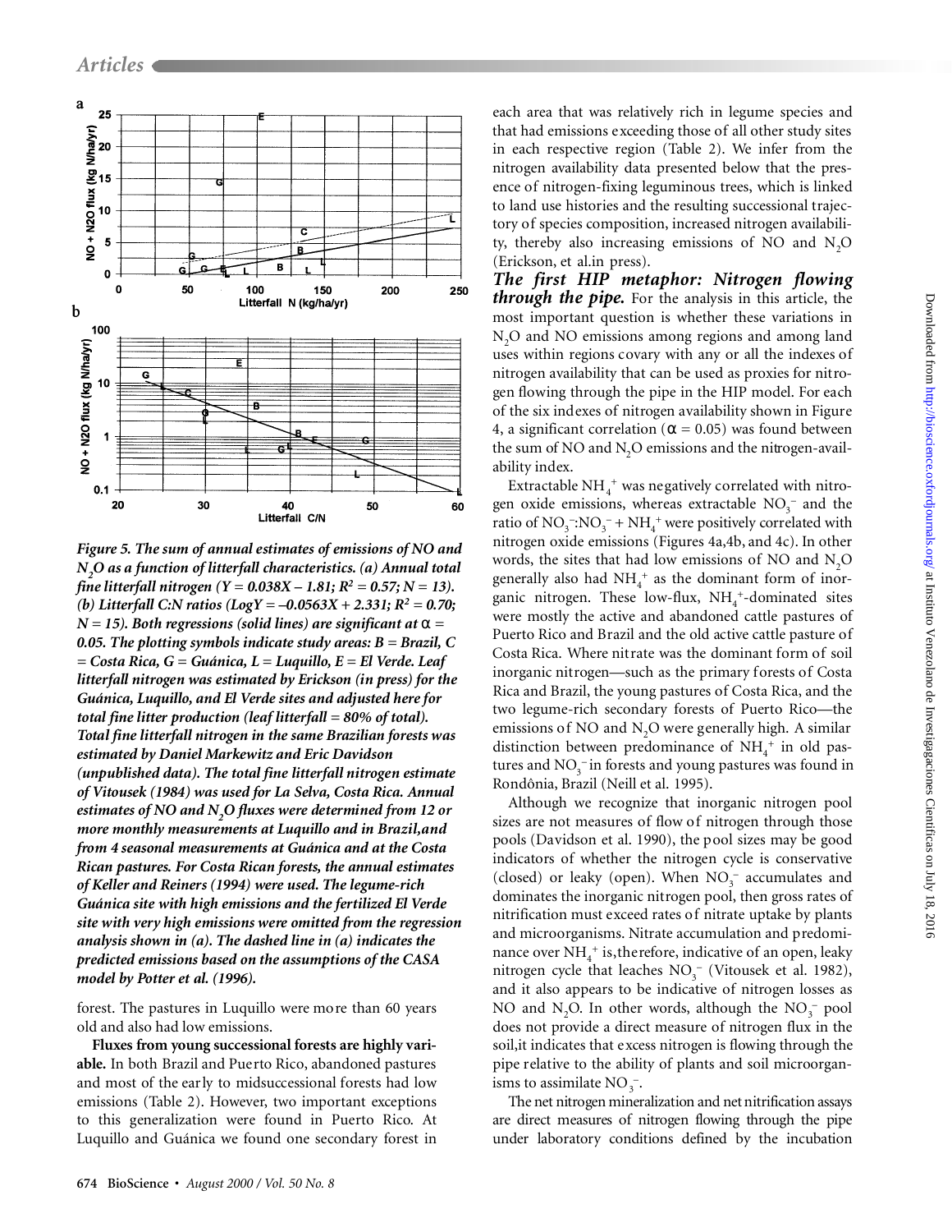*Figure 5. The sum of annual estimates of emissions of NO and $N_2O$ as a function of litterfall characteristics. (a) Annual total fine litterfall nitrogen ($Y = 0.038X – 1.81$; $R^2 = 0.57$; $N = 13$). (b) Litterfall C:N ratios ($LogY = –0.0563X + 2.331$; $R^2 = 0.70$; $N = 15$). Both regressions (solid lines) are significant at $\alpha = 0.05$. The plotting symbols indicate study areas: B = Brazil, C = Costa Rica, G = Guánica, L = Luquillo, E = El Verde. Leaf litterfall nitrogen was estimated by Erickson (in press) for the Guánica, Luquillo, and El Verde sites and adjusted here for total fine litter production (leaf litterfall = 80% of total). Total fine litterfall nitrogen in the same Brazilian forests was estimated by Daniel Markewitz and Eric Davidson (unpublished data). The total fine litterfall nitrogen estimate of Vitousek (1984) was used for La Selva, Costa Rica. Annual estimates of NO and $N_2O$ fluxes were determined from 12 or more monthly measurements at Luquillo and in Brazil,and from 4 seasonal measurements at Guánica and at the Costa Rican pastures. For Costa Rican forests, the annual estimates of Keller and Reiners (1994) were used. The legume-rich Guánica site with high emissions and the fertilized El Verde site with very high emissions were omitted from the regression analysis shown in (a). The dashed line in (a) indicates the predicted emissions based on the assumptions of the CASA model by Potter et al. (1996).*

forest. The pastures in Luquillo were more than 60 years old and also had low emissions.

**Fluxes from young successional forests are highly variable.** In both Brazil and Puerto Rico, abandoned pastures and most of the early to midsuccessional forests had low emissions (Table 2). However, two important exceptions to this generalization were found in Puerto Rico. At Luquillo and Guánica we found one secondary forest in each area that was relatively rich in legume species and that had emissions exceeding those of all other study sites in each respective region (Table 2). We infer from the nitrogen availability data presented below that the presence of nitrogen-fixing leguminous trees, which is linked to land use histories and the resulting successional trajectory of species composition, increased nitrogen availability, thereby also increasing emissions of NO and $N_2O$ (Erickson, et al.in press).

***The first HIP metaphor: Nitrogen flowing through the pipe.*** For the analysis in this article, the most important question is whether these variations in $N_2O$ and NO emissions among regions and among land uses within regions covary with any or all the indexes of nitrogen availability that can be used as proxies for nitrogen flowing through the pipe in the HIP model. For each of the six indexes of nitrogen availability shown in Figure 4, a significant correlation ($\alpha = 0.05$) was found between the sum of NO and $N_2O$ emissions and the nitrogen-availability index.

Extractable $NH_4^+$ was negatively correlated with nitrogen oxide emissions, whereas extractable $NO_3^-$ and the ratio of $NO_3^-$:$NO_3^- + NH_4^+$ were positively correlated with nitrogen oxide emissions (Figures 4a,4b, and 4c). In other words, the sites that had low emissions of NO and $N_2O$ generally also had $NH_4^+$ as the dominant form of inorganic nitrogen. These low-flux, $NH_4^+$-dominated sites were mostly the active and abandoned cattle pastures of Puerto Rico and Brazil and the old active cattle pasture of Costa Rica. Where nitrate was the dominant form of soil inorganic nitrogen—such as the primary forests of Costa Rica and Brazil, the young pastures of Costa Rica, and the two legume-rich secondary forests of Puerto Rico—the emissions of NO and $N_2O$ were generally high. A similar distinction between predominance of $NH_4^+$ in old pastures and $NO_3^-$ in forests and young pastures was found in Rondônia, Brazil (Neill et al. 1995).

Although we recognize that inorganic nitrogen pool sizes are not measures of flow of nitrogen through those pools (Davidson et al. 1990), the pool sizes may be good indicators of whether the nitrogen cycle is conservative (closed) or leaky (open). When $NO_3^-$ accumulates and dominates the inorganic nitrogen pool, then gross rates of nitrification must exceed rates of nitrate uptake by plants and microorganisms. Nitrate accumulation and predominance over $NH_4^+$ is,therefore, indicative of an open, leaky nitrogen cycle that leaches $NO_3^-$ (Vitousek et al. 1982), and it also appears to be indicative of nitrogen losses as NO and $N_2O$. In other words, although the $NO_3^-$ pool does not provide a direct measure of nitrogen flux in the soil,it indicates that excess nitrogen is flowing through the pipe relative to the ability of plants and soil microorganisms to assimilate $NO_3^-$.

The net nitrogen mineralization and net nitrification assays are direct measures of nitrogen flowing through the pipe under laboratory conditions defined by the incubation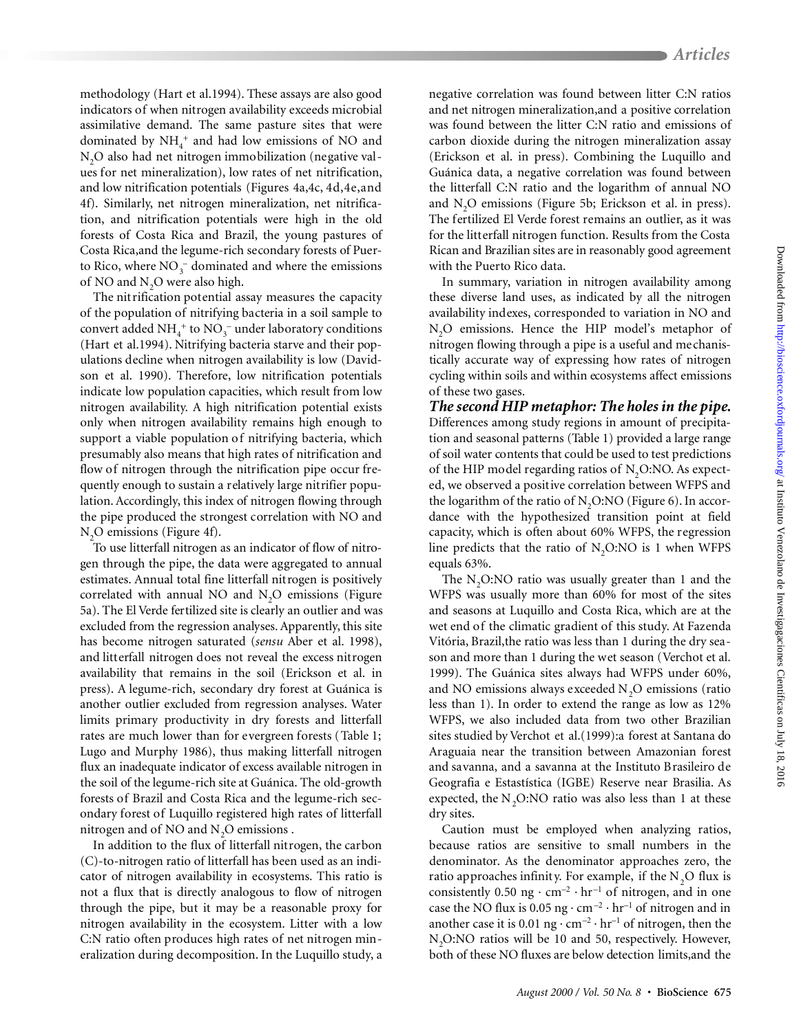methodology (Hart et al.1994). These assays are also good indicators of when nitrogen availability exceeds microbial assimilative demand. The same pasture sites that were dominated by $NH_4^+$ and had low emissions of NO and $N_2O$ also had net nitrogen immobilization (negative values for net mineralization), low rates of net nitrification, and low nitrification potentials (Figures 4a,4c, 4d,4e,and 4f). Similarly, net nitrogen mineralization, net nitrification, and nitrification potentials were high in the old forests of Costa Rica and Brazil, the young pastures of Costa Rica,and the legume-rich secondary forests of Puerto Rico, where $NO_3^-$ dominated and where the emissions of NO and $N_2O$ were also high.

The nitrification potential assay measures the capacity of the population of nitrifying bacteria in a soil sample to convert added $NH_4^+$ to $NO_3^-$ under laboratory conditions (Hart et al.1994). Nitrifying bacteria starve and their populations decline when nitrogen availability is low (Davidson et al. 1990). Therefore, low nitrification potentials indicate low population capacities, which result from low nitrogen availability. A high nitrification potential exists only when nitrogen availability remains high enough to support a viable population of nitrifying bacteria, which presumably also means that high rates of nitrification and flow of nitrogen through the nitrification pipe occur frequently enough to sustain a relatively large nitrifier population. Accordingly, this index of nitrogen flowing through the pipe produced the strongest correlation with NO and $N_2O$ emissions (Figure 4f).

To use litterfall nitrogen as an indicator of flow of nitrogen through the pipe, the data were aggregated to annual estimates. Annual total fine litterfall nitrogen is positively correlated with annual NO and $N_2O$ emissions (Figure 5a). The El Verde fertilized site is clearly an outlier and was excluded from the regression analyses. Apparently, this site has become nitrogen saturated (*sensu* Aber et al. 1998), and litterfall nitrogen does not reveal the excess nitrogen availability that remains in the soil (Erickson et al. in press). A legume-rich, secondary dry forest at Guánica is another outlier excluded from regression analyses. Water limits primary productivity in dry forests and litterfall rates are much lower than for evergreen forests (Table 1; Lugo and Murphy 1986), thus making litterfall nitrogen flux an inadequate indicator of excess available nitrogen in the soil of the legume-rich site at Guánica. The old-growth forests of Brazil and Costa Rica and the legume-rich secondary forest of Luquillo registered high rates of litterfall nitrogen and of NO and $N_2O$ emissions .

In addition to the flux of litterfall nitrogen, the carbon (C)-to-nitrogen ratio of litterfall has been used as an indicator of nitrogen availability in ecosystems. This ratio is not a flux that is directly analogous to flow of nitrogen through the pipe, but it may be a reasonable proxy for nitrogen availability in the ecosystem. Litter with a low C:N ratio often produces high rates of net nitrogen mineralization during decomposition. In the Luquillo study, a negative correlation was found between litter C:N ratios and net nitrogen mineralization,and a positive correlation was found between the litter C:N ratio and emissions of carbon dioxide during the nitrogen mineralization assay (Erickson et al. in press). Combining the Luquillo and Guánica data, a negative correlation was found between the litterfall C:N ratio and the logarithm of annual NO and $N_2O$ emissions (Figure 5b; Erickson et al. in press). The fertilized El Verde forest remains an outlier, as it was for the litterfall nitrogen function. Results from the Costa Rican and Brazilian sites are in reasonably good agreement with the Puerto Rico data.

In summary, variation in nitrogen availability among these diverse land uses, as indicated by all the nitrogen availability indexes, corresponded to variation in NO and $N_2O$ emissions. Hence the HIP model's metaphor of nitrogen flowing through a pipe is a useful and mechanistically accurate way of expressing how rates of nitrogen cycling within soils and within ecosystems affect emissions of these two gases.

***The second HIP metaphor: The holes in the pipe.*** Differences among study regions in amount of precipitation and seasonal patterns (Table 1) provided a large range of soil water contents that could be used to test predictions of the HIP model regarding ratios of $N_2O$:NO. As expected, we observed a positive correlation between WFPS and the logarithm of the ratio of $N_2O$:NO (Figure 6). In accordance with the hypothesized transition point at field capacity, which is often about 60% WFPS, the regression line predicts that the ratio of $N_2O$:NO is 1 when WFPS equals 63%.

The $N_2O$:NO ratio was usually greater than 1 and the WFPS was usually more than 60% for most of the sites and seasons at Luquillo and Costa Rica, which are at the wet end of the climatic gradient of this study. At Fazenda Vitória, Brazil,the ratio was less than 1 during the dry season and more than 1 during the wet season (Verchot et al. 1999). The Guánica sites always had WFPS under 60%, and NO emissions always exceeded $N_2O$ emissions (ratio less than 1). In order to extend the range as low as 12% WFPS, we also included data from two other Brazilian sites studied by Verchot et al.(1999):a forest at Santana do Araguaia near the transition between Amazonian forest and savanna, and a savanna at the Instituto Brasileiro de Geografia e Estastística (IGBE) Reserve near Brasilia. As expected, the $N_2O$:NO ratio was also less than 1 at these dry sites.

Caution must be employed when analyzing ratios, because ratios are sensitive to small numbers in the denominator. As the denominator approaches zero, the ratio approaches infinity. For example, if the $N_2O$ flux is consistently 0.50 ng $\cdot$ cm$^{-2}$ $\cdot$ hr$^{-1}$ of nitrogen, and in one case the NO flux is 0.05 ng $\cdot$ cm$^{-2}$ $\cdot$ hr$^{-1}$ of nitrogen and in another case it is 0.01 ng $\cdot$ cm$^{-2}$ $\cdot$ hr$^{-1}$ of nitrogen, then the $N_2O$:NO ratios will be 10 and 50, respectively. However, both of these NO fluxes are below detection limits,and the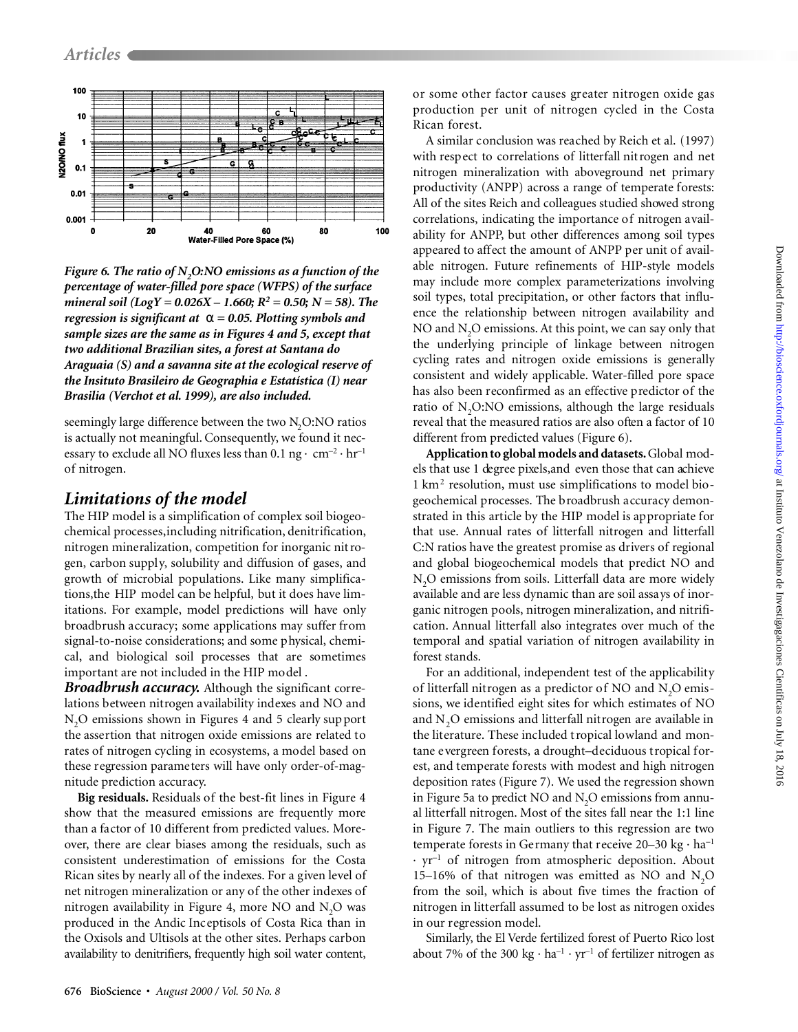*Figure 6. The ratio of $N_2O$:NO emissions as a function of the percentage of water-filled pore space (WFPS) of the surface mineral soil ($LogY = 0.026X – 1.660$; $R^2 = 0.50$; $N = 58$). The regression is significant at $\alpha = 0.05$. Plotting symbols and sample sizes are the same as in Figures 4 and 5, except that two additional Brazilian sites, a forest at Santana do Araguaia (S) and a savanna site at the ecological reserve of the Insituto Brasileiro de Geographia e Estatistica (I) near Brasilia (Verchot et al. 1999), are also included.*

seemingly large difference between the two $N_2O$:NO ratios is actually not meaningful. Consequently, we found it necessary to exclude all NO fluxes less than 0.1 ng · $cm^{-2}$ · $hr^{-1}$ of nitrogen.

## Limitations of the model

The HIP model is a simplification of complex soil biogeochemical processes, including nitrification, denitrification, nitrogen mineralization, competition for inorganic nitrogen, carbon supply, solubility and diffusion of gases, and growth of microbial populations. Like many simplifications, the HIP model can be helpful, but it does have limitations. For example, model predictions will have only broadbrush accuracy; some applications may suffer from signal-to-noise considerations; and some physical, chemical, and biological soil processes that are sometimes important are not included in the HIP model.

***Broadbrush accuracy.*** Although the significant correlations between nitrogen availability indexes and NO and $N_2O$ emissions shown in Figures 4 and 5 clearly support the assertion that nitrogen oxide emissions are related to rates of nitrogen cycling in ecosystems, a model based on these regression parameters will have only order-of-magnitude prediction accuracy.

**Big residuals.** Residuals of the best-fit lines in Figure 4 show that the measured emissions are frequently more than a factor of 10 different from predicted values. Moreover, there are clear biases among the residuals, such as consistent underestimation of emissions for the Costa Rican sites by nearly all of the indexes. For a given level of net nitrogen mineralization or any of the other indexes of nitrogen availability in Figure 4, more NO and $N_2O$ was produced in the Andic Inceptisols of Costa Rica than in the Oxisols and Ultisols at the other sites. Perhaps carbon availability to denitrifiers, frequently high soil water content, or some other factor causes greater nitrogen oxide gas production per unit of nitrogen cycled in the Costa Rican forest.

A similar conclusion was reached by Reich et al. (1997) with respect to correlations of litterfall nitrogen and net nitrogen mineralization with aboveground net primary productivity (ANPP) across a range of temperate forests: All of the sites Reich and colleagues studied showed strong correlations, indicating the importance of nitrogen availability for ANPP, but other differences among soil types appeared to affect the amount of ANPP per unit of available nitrogen. Future refinements of HIP-style models may include more complex parameterizations involving soil types, total precipitation, or other factors that influence the relationship between nitrogen availability and NO and $N_2O$ emissions. At this point, we can say only that the underlying principle of linkage between nitrogen cycling rates and nitrogen oxide emissions is generally consistent and widely applicable. Water-filled pore space has also been reconfirmed as an effective predictor of the ratio of $N_2O$:NO emissions, although the large residuals reveal that the measured ratios are also often a factor of 10 different from predicted values (Figure 6).

**Application to global models and datasets.** Global models that use 1 degree pixels, and even those that can achieve 1 $km^2$ resolution, must use simplifications to model biogeochemical processes. The broadbrush accuracy demonstrated in this article by the HIP model is appropriate for that use. Annual rates of litterfall nitrogen and litterfall C:N ratios have the greatest promise as drivers of regional and global biogeochemical models that predict NO and $N_2O$ emissions from soils. Litterfall data are more widely available and are less dynamic than are soil assays of inorganic nitrogen pools, nitrogen mineralization, and nitrification. Annual litterfall also integrates over much of the temporal and spatial variation of nitrogen availability in forest stands.

For an additional, independent test of the applicability of litterfall nitrogen as a predictor of NO and $N_2O$ emissions, we identified eight sites for which estimates of NO and $N_2O$ emissions and litterfall nitrogen are available in the literature. These included tropical lowland and montane evergreen forests, a drought–deciduous tropical forest, and temperate forests with modest and high nitrogen deposition rates (Figure 7). We used the regression shown in Figure 5a to predict NO and $N_2O$ emissions from annual litterfall nitrogen. Most of the sites fall near the 1:1 line in Figure 7. The main outliers to this regression are two temperate forests in Germany that receive 20–30 kg · $ha^{-1}$ · $yr^{-1}$ of nitrogen from atmospheric deposition. About 15–16% of that nitrogen was emitted as NO and $N_2O$ from the soil, which is about five times the fraction of nitrogen in litterfall assumed to be lost as nitrogen oxides in our regression model.

Similarly, the El Verde fertilized forest of Puerto Rico lost about 7% of the 300 kg · $ha^{-1}$ · $yr^{-1}$ of fertilizer nitrogen as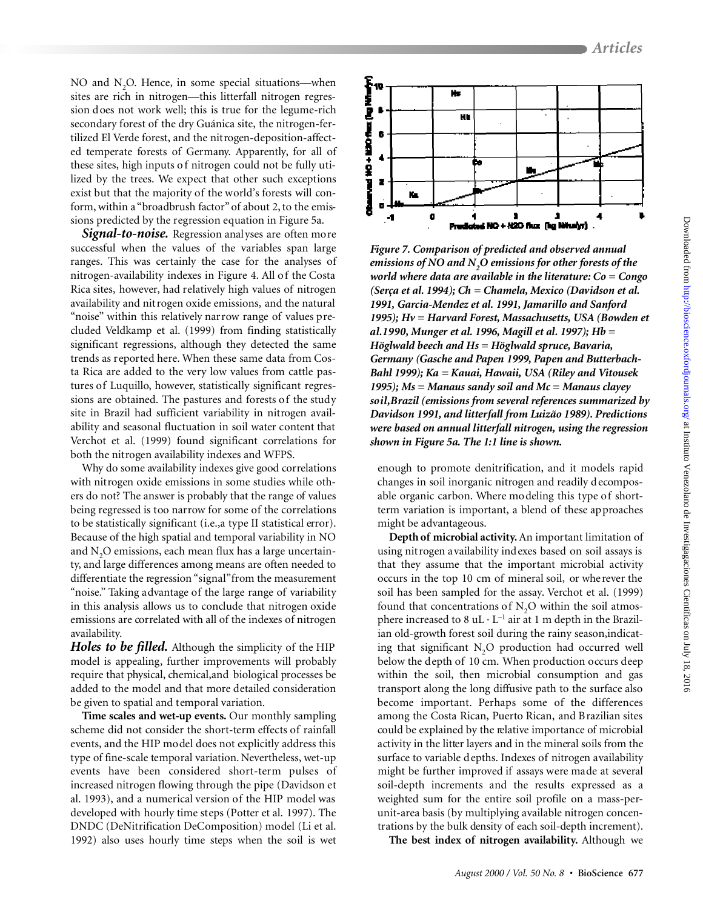NO and $N_2O$. Hence, in some special situations—when sites are rich in nitrogen—this litterfall nitrogen regression does not work well; this is true for the legume-rich secondary forest of the dry Guánica site, the nitrogen-fertilized El Verde forest, and the nitrogen-deposition-affected temperate forests of Germany. Apparently, for all of these sites, high inputs of nitrogen could not be fully utilized by the trees. We expect that other such exceptions exist but that the majority of the world's forests will conform, within a "broadbrush factor" of about 2, to the emissions predicted by the regression equation in Figure 5a.

***Signal-to-noise.*** Regression analyses are often more successful when the values of the variables span large ranges. This was certainly the case for the analyses of nitrogen-availability indexes in Figure 4. All of the Costa Rica sites, however, had relatively high values of nitrogen availability and nitrogen oxide emissions, and the natural "noise" within this relatively narrow range of values precluded Veldkamp et al. (1999) from finding statistically significant regressions, although they detected the same trends as reported here. When these same data from Costa Rica are added to the very low values from cattle pastures of Luquillo, however, statistically significant regressions are obtained. The pastures and forests of the study site in Brazil had sufficient variability in nitrogen availability and seasonal fluctuation in soil water content that Verchot et al. (1999) found significant correlations for both the nitrogen availability indexes and WFPS.

Why do some availability indexes give good correlations with nitrogen oxide emissions in some studies while others do not? The answer is probably that the range of values being regressed is too narrow for some of the correlations to be statistically significant (i.e.,a type II statistical error). Because of the high spatial and temporal variability in NO and $N_2O$ emissions, each mean flux has a large uncertainty, and large differences among means are often needed to differentiate the regression "signal" from the measurement "noise." Taking advantage of the large range of variability in this analysis allows us to conclude that nitrogen oxide emissions are correlated with all of the indexes of nitrogen availability.

***Holes to be filled.*** Although the simplicity of the HIP model is appealing, further improvements will probably require that physical, chemical,and biological processes be added to the model and that more detailed consideration be given to spatial and temporal variation.

**Time scales and wet-up events.** Our monthly sampling scheme did not consider the short-term effects of rainfall events, and the HIP model does not explicitly address this type of fine-scale temporal variation. Nevertheless, wet-up events have been considered short-term pulses of increased nitrogen flowing through the pipe (Davidson et al. 1993), and a numerical version of the HIP model was developed with hourly time steps (Potter et al. 1997). The DNDC (DeNitrification DeComposition) model (Li et al. 1992) also uses hourly time steps when the soil is wet enough to promote denitrification, and it models rapid changes in soil inorganic nitrogen and readily decomposable organic carbon. Where modeling this type of short-term variation is important, a blend of these approaches might be advantageous.

***Figure 7. Comparison of predicted and observed annual emissions of NO and $N_2O$ emissions for other forests of the world where data are available in the literature: Co = Congo (Serça et al. 1994); Ch = Chamela, Mexico (Davidson et al. 1991, Garcia-Mendez et al. 1991, Jamarillo and Sanford 1995); Hv = Harvard Forest, Massachusetts, USA (Bowden et al.1990, Munger et al. 1996, Magill et al. 1997); Hb = Höglwald beech and Hs = Höglwald spruce, Bavaria, Germany (Gasche and Papen 1999, Papen and Butterbach-Bahl 1999); Ka = Kauai, Hawaii, USA (Riley and Vitousek 1995); Ms = Manaus sandy soil and Mc = Manaus clayey soil,Brazil (emissions from several references summarized by Davidson 1991, and litterfall from Luizão 1989). Predictions were based on annual litterfall nitrogen, using the regression shown in Figure 5a. The 1:1 line is shown.***

**Depth of microbial activity.** An important limitation of using nitrogen availability indexes based on soil assays is that they assume that the important microbial activity occurs in the top 10 cm of mineral soil, or wherever the soil has been sampled for the assay. Verchot et al. (1999) found that concentrations of $N_2O$ within the soil atmosphere increased to 8 $uL \cdot L^{-1}$ air at 1 m depth in the Brazilian old-growth forest soil during the rainy season,indicating that significant $N_2O$ production had occurred well below the depth of 10 cm. When production occurs deep within the soil, then microbial consumption and gas transport along the long diffusive path to the surface also become important. Perhaps some of the differences among the Costa Rican, Puerto Rican, and Brazilian sites could be explained by the relative importance of microbial activity in the litter layers and in the mineral soils from the surface to variable depths. Indexes of nitrogen availability might be further improved if assays were made at several soil-depth increments and the results expressed as a weighted sum for the entire soil profile on a mass-per-unit-area basis (by multiplying available nitrogen concentrations by the bulk density of each soil-depth increment).

**The best index of nitrogen availability.** Although we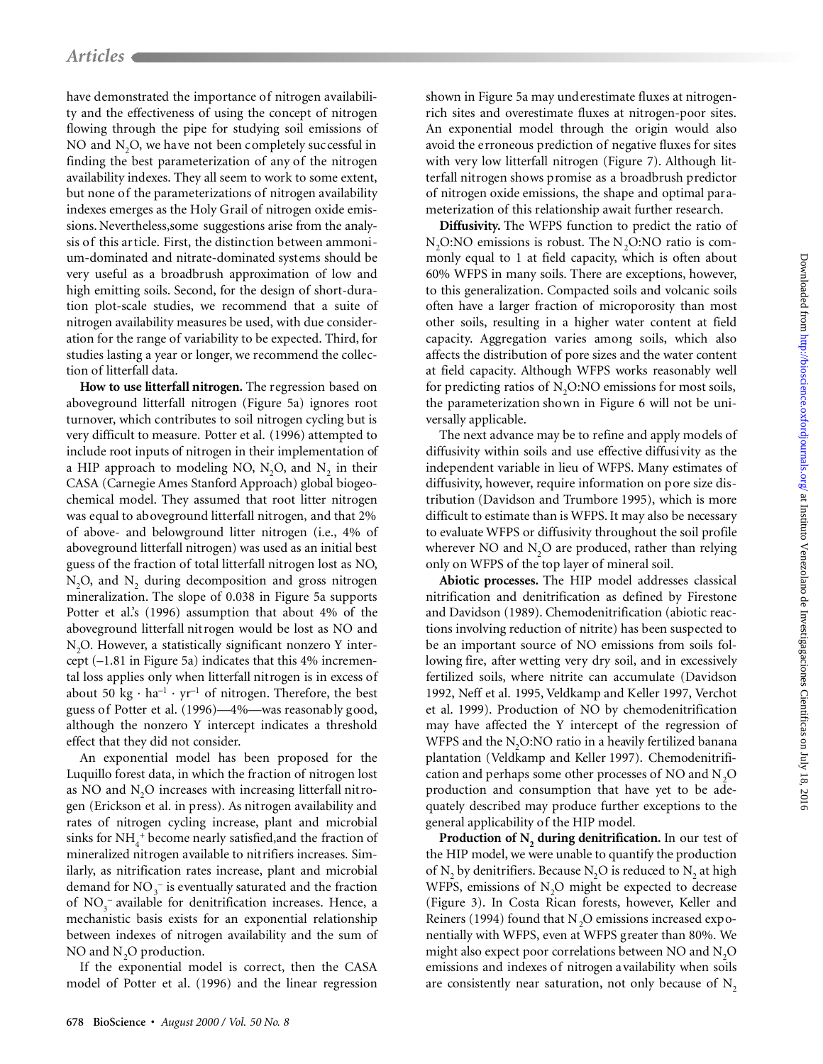have demonstrated the importance of nitrogen availability and the effectiveness of using the concept of nitrogen flowing through the pipe for studying soil emissions of NO and $N_2O$, we have not been completely successful in finding the best parameterization of any of the nitrogen availability indexes. They all seem to work to some extent, but none of the parameterizations of nitrogen availability indexes emerges as the Holy Grail of nitrogen oxide emissions. Nevertheless, some suggestions arise from the analysis of this article. First, the distinction between ammonium-dominated and nitrate-dominated systems should be very useful as a broadbrush approximation of low and high emitting soils. Second, for the design of short-duration plot-scale studies, we recommend that a suite of nitrogen availability measures be used, with due consideration for the range of variability to be expected. Third, for studies lasting a year or longer, we recommend the collection of litterfall data.

**How to use litterfall nitrogen.** The regression based on aboveground litterfall nitrogen (Figure 5a) ignores root turnover, which contributes to soil nitrogen cycling but is very difficult to measure. Potter et al. (1996) attempted to include root inputs of nitrogen in their implementation of a HIP approach to modeling NO, $N_2O$, and $N_2$ in their CASA (Carnegie Ames Stanford Approach) global biogeochemical model. They assumed that root litter nitrogen was equal to aboveground litterfall nitrogen, and that 2% of above- and belowground litter nitrogen (i.e., 4% of aboveground litterfall nitrogen) was used as an initial best guess of the fraction of total litterfall nitrogen lost as NO, $N_2O$, and $N_2$ during decomposition and gross nitrogen mineralization. The slope of 0.038 in Figure 5a supports Potter et al.'s (1996) assumption that about 4% of the aboveground litterfall nitrogen would be lost as NO and $N_2O$. However, a statistically significant nonzero Y intercept (–1.81 in Figure 5a) indicates that this 4% incremental loss applies only when litterfall nitrogen is in excess of about 50 $kg \cdot ha^{-1} \cdot yr^{-1}$ of nitrogen. Therefore, the best guess of Potter et al. (1996)—4%—was reasonably good, although the nonzero Y intercept indicates a threshold effect that they did not consider.

An exponential model has been proposed for the Luquillo forest data, in which the fraction of nitrogen lost as NO and $N_2O$ increases with increasing litterfall nitrogen (Erickson et al. in press). As nitrogen availability and rates of nitrogen cycling increase, plant and microbial sinks for $NH_4^+$ become nearly satisfied, and the fraction of mineralized nitrogen available to nitrifiers increases. Similarly, as nitrification rates increase, plant and microbial demand for $NO_3^-$ is eventually saturated and the fraction of $NO_3^-$ available for denitrification increases. Hence, a mechanistic basis exists for an exponential relationship between indexes of nitrogen availability and the sum of NO and $N_2O$ production.

If the exponential model is correct, then the CASA model of Potter et al. (1996) and the linear regression shown in Figure 5a may underestimate fluxes at nitrogen-rich sites and overestimate fluxes at nitrogen-poor sites. An exponential model through the origin would also avoid the erroneous prediction of negative fluxes for sites with very low litterfall nitrogen (Figure 7). Although litterfall nitrogen shows promise as a broadbrush predictor of nitrogen oxide emissions, the shape and optimal parameterization of this relationship await further research.

**Diffusivity.** The WFPS function to predict the ratio of $N_2O$:NO emissions is robust. The $N_2O$:NO ratio is commonly equal to 1 at field capacity, which is often about 60% WFPS in many soils. There are exceptions, however, to this generalization. Compacted soils and volcanic soils often have a larger fraction of microporosity than most other soils, resulting in a higher water content at field capacity. Aggregation varies among soils, which also affects the distribution of pore sizes and the water content at field capacity. Although WFPS works reasonably well for predicting ratios of $N_2O$:NO emissions for most soils, the parameterization shown in Figure 6 will not be universally applicable.

The next advance may be to refine and apply models of diffusivity within soils and use effective diffusivity as the independent variable in lieu of WFPS. Many estimates of diffusivity, however, require information on pore size distribution (Davidson and Trumbore 1995), which is more difficult to estimate than is WFPS. It may also be necessary to evaluate WFPS or diffusivity throughout the soil profile wherever NO and $N_2O$ are produced, rather than relying only on WFPS of the top layer of mineral soil.

**Abiotic processes.** The HIP model addresses classical nitrification and denitrification as defined by Firestone and Davidson (1989). Chemodenitrification (abiotic reactions involving reduction of nitrite) has been suspected to be an important source of NO emissions from soils following fire, after wetting very dry soil, and in excessively fertilized soils, where nitrite can accumulate (Davidson 1992, Neff et al. 1995, Veldkamp and Keller 1997, Verchot et al. 1999). Production of NO by chemodenitrification may have affected the Y intercept of the regression of WFPS and the $N_2O$:NO ratio in a heavily fertilized banana plantation (Veldkamp and Keller 1997). Chemodenitrification and perhaps some other processes of NO and $N_2O$ production and consumption that have yet to be adequately described may produce further exceptions to the general applicability of the HIP model.

**Production of $N_2$ during denitrification.** In our test of the HIP model, we were unable to quantify the production of $N_2$ by denitrifiers. Because $N_2O$ is reduced to $N_2$ at high WFPS, emissions of $N_2O$ might be expected to decrease (Figure 3). In Costa Rican forests, however, Keller and Reiners (1994) found that $N_2O$ emissions increased exponentially with WFPS, even at WFPS greater than 80%. We might also expect poor correlations between NO and $N_2O$ emissions and indexes of nitrogen availability when soils are consistently near saturation, not only because of $N_2$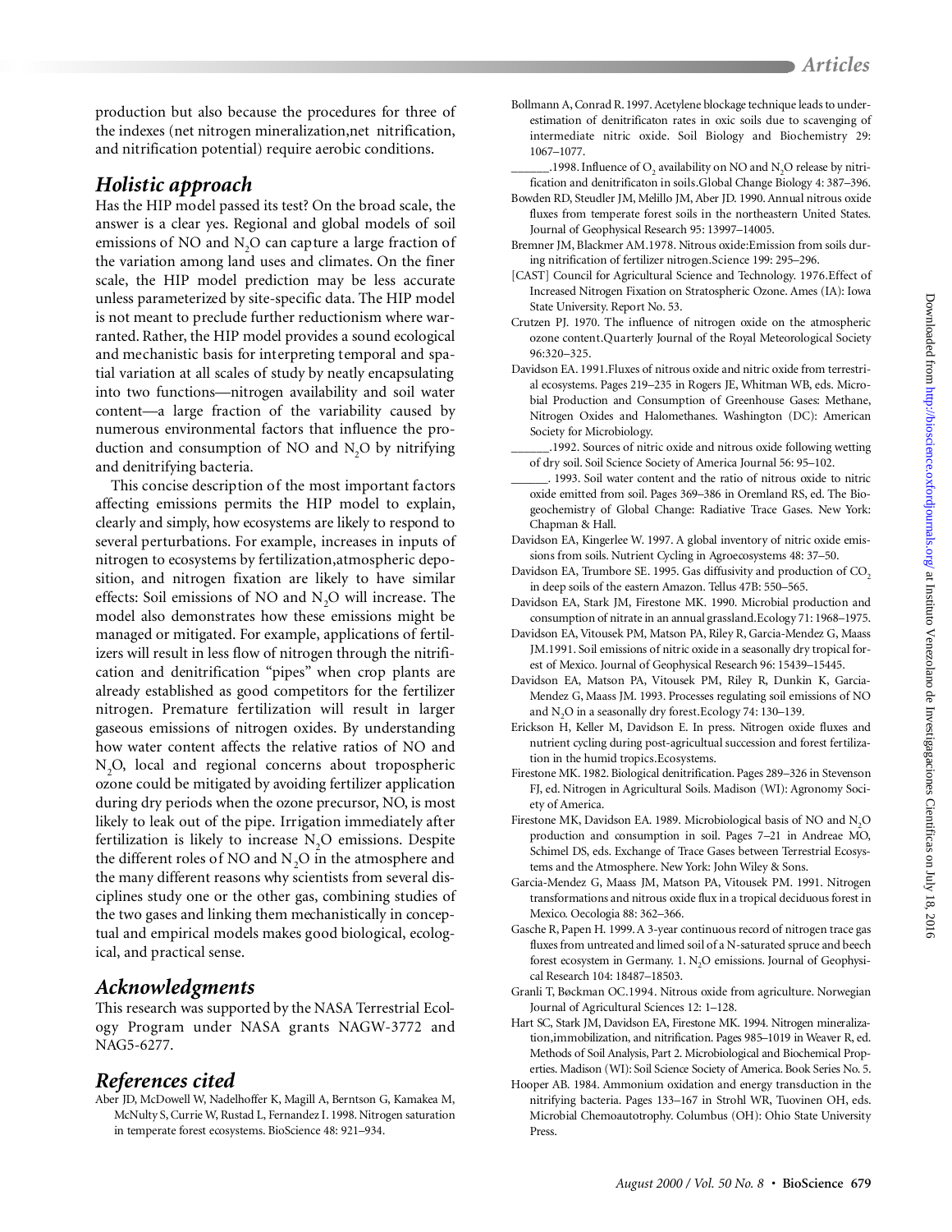production but also because the procedures for three of the indexes (net nitrogen mineralization,net nitrification, and nitrification potential) require aerobic conditions.

## *Holistic approach*

Has the HIP model passed its test? On the broad scale, the answer is a clear yes. Regional and global models of soil emissions of NO and $N_2O$ can capture a large fraction of the variation among land uses and climates. On the finer scale, the HIP model prediction may be less accurate unless parameterized by site-specific data. The HIP model is not meant to preclude further reductionism where warranted. Rather, the HIP model provides a sound ecological and mechanistic basis for interpreting temporal and spatial variation at all scales of study by neatly encapsulating into two functions—nitrogen availability and soil water content—a large fraction of the variability caused by numerous environmental factors that influence the production and consumption of NO and $N_2O$ by nitrifying and denitrifying bacteria.

This concise description of the most important factors affecting emissions permits the HIP model to explain, clearly and simply, how ecosystems are likely to respond to several perturbations. For example, increases in inputs of nitrogen to ecosystems by fertilization,atmospheric deposition, and nitrogen fixation are likely to have similar effects: Soil emissions of NO and $N_2O$ will increase. The model also demonstrates how these emissions might be managed or mitigated. For example, applications of fertilizers will result in less flow of nitrogen through the nitrification and denitrification "pipes" when crop plants are already established as good competitors for the fertilizer nitrogen. Premature fertilization will result in larger gaseous emissions of nitrogen oxides. By understanding how water content affects the relative ratios of NO and $N_2O$, local and regional concerns about tropospheric ozone could be mitigated by avoiding fertilizer application during dry periods when the ozone precursor, NO, is most likely to leak out of the pipe. Irrigation immediately after fertilization is likely to increase $N_2O$ emissions. Despite the different roles of NO and $N_2O$ in the atmosphere and the many different reasons why scientists from several disciplines study one or the other gas, combining studies of the two gases and linking them mechanistically in conceptual and empirical models makes good biological, ecological, and practical sense.

## *Acknowledgments*

This research was supported by the NASA Terrestrial Ecology Program under NASA grants NAGW-3772 and NAG5-6277.

## *References cited*

Aber JD, McDowell W, Nadelhoffer K, Magill A, Berntson G, Kamakea M, McNulty S, Currie W, Rustad L, Fernandez I. 1998. Nitrogen saturation in temperate forest ecosystems. BioScience 48: 921–934.

Bollmann A, Conrad R. 1997. Acetylene blockage technique leads to underestimation of denitrificaton rates in oxic soils due to scavenging of intermediate nitric oxide. Soil Biology and Biochemistry 29: 1067–1077.

______.1998. Influence of $O_2$ availability on NO and $N_2O$ release by nitrification and denitrificaton in soils.Global Change Biology 4: 387–396.

Bowden RD, Steudler JM, Melillo JM, Aber JD. 1990. Annual nitrous oxide fluxes from temperate forest soils in the northeastern United States. Journal of Geophysical Research 95: 13997–14005.

Bremner JM, Blackmer AM.1978. Nitrous oxide:Emission from soils during nitrification of fertilizer nitrogen.Science 199: 295–296.

[CAST] Council for Agricultural Science and Technology. 1976.Effect of Increased Nitrogen Fixation on Stratospheric Ozone. Ames (IA): Iowa State University. Report No. 53.

Crutzen PJ. 1970. The influence of nitrogen oxide on the atmospheric ozone content.Quarterly Journal of the Royal Meteorological Society 96:320–325.

Davidson EA. 1991.Fluxes of nitrous oxide and nitric oxide from terrestrial ecosystems. Pages 219–235 in Rogers JE, Whitman WB, eds. Microbial Production and Consumption of Greenhouse Gases: Methane, Nitrogen Oxides and Halomethanes. Washington (DC): American Society for Microbiology.

______.1992. Sources of nitric oxide and nitrous oxide following wetting of dry soil. Soil Science Society of America Journal 56: 95–102.

______. 1993. Soil water content and the ratio of nitrous oxide to nitric oxide emitted from soil. Pages 369–386 in Oremland RS, ed. The Biogeochemistry of Global Change: Radiative Trace Gases. New York: Chapman & Hall.

Davidson EA, Kingerlee W. 1997. A global inventory of nitric oxide emissions from soils. Nutrient Cycling in Agroecosystems 48: 37–50.

Davidson EA, Trumbore SE. 1995. Gas diffusivity and production of $CO_2$ in deep soils of the eastern Amazon. Tellus 47B: 550–565.

Davidson EA, Stark JM, Firestone MK. 1990. Microbial production and consumption of nitrate in an annual grassland.Ecology 71: 1968–1975.

Davidson EA, Vitousek PM, Matson PA, Riley R, Garcia-Mendez G, Maass JM.1991. Soil emissions of nitric oxide in a seasonally dry tropical forest of Mexico. Journal of Geophysical Research 96: 15439–15445.

Davidson EA, Matson PA, Vitousek PM, Riley R, Dunkin K, Garcia-Mendez G, Maass JM. 1993. Processes regulating soil emissions of NO and $N_2O$ in a seasonally dry forest.Ecology 74: 130–139.

Erickson H, Keller M, Davidson E. In press. Nitrogen oxide fluxes and nutrient cycling during post-agricultural succession and forest fertilization in the humid tropics.Ecosystems.

Firestone MK. 1982. Biological denitrification. Pages 289–326 in Stevenson FJ, ed. Nitrogen in Agricultural Soils. Madison (WI): Agronomy Society of America.

Firestone MK, Davidson EA. 1989. Microbiological basis of NO and $N_2O$ production and consumption in soil. Pages 7–21 in Andreae MO, Schimel DS, eds. Exchange of Trace Gases between Terrestrial Ecosystems and the Atmosphere. New York: John Wiley & Sons.

Garcia-Mendez G, Maass JM, Matson PA, Vitousek PM. 1991. Nitrogen transformations and nitrous oxide flux in a tropical deciduous forest in Mexico. Oecologia 88: 362–366.

Gasche R, Papen H. 1999. A 3-year continuous record of nitrogen trace gas fluxes from untreated and limed soil of a N-saturated spruce and beech forest ecosystem in Germany. 1. $N_2O$ emissions. Journal of Geophysical Research 104: 18487–18503.

Granli T, Bøckman OC.1994. Nitrous oxide from agriculture. Norwegian Journal of Agricultural Sciences 12: 1–128.

Hart SC, Stark JM, Davidson EA, Firestone MK. 1994. Nitrogen mineralization,immobilization, and nitrification. Pages 985–1019 in Weaver R, ed. Methods of Soil Analysis, Part 2. Microbiological and Biochemical Properties. Madison (WI): Soil Science Society of America. Book Series No. 5.

Hooper AB. 1984. Ammonium oxidation and energy transduction in the nitrifying bacteria. Pages 133–167 in Strohl WR, Tuovinen OH, eds. Microbial Chemoautotrophy. Columbus (OH): Ohio State University Press.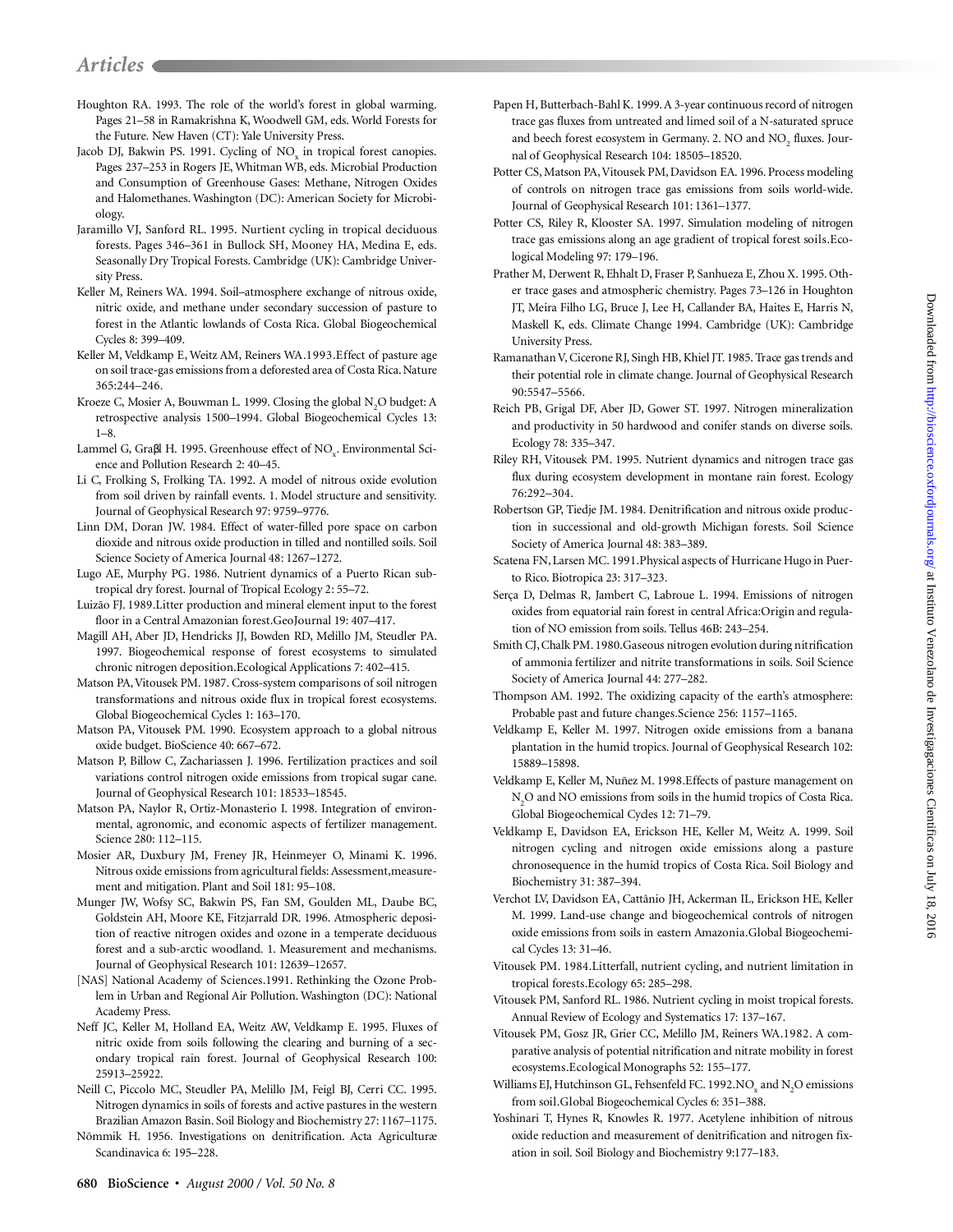Houghton RA. 1993. The role of the world's forest in global warming. Pages 21–58 in Ramakrishna K, Woodwell GM, eds. World Forests for the Future. New Haven (CT): Yale University Press.

Jacob DJ, Bakwin PS. 1991. Cycling of $NO_x$ in tropical forest canopies. Pages 237–253 in Rogers JE, Whitman WB, eds. Microbial Production and Consumption of Greenhouse Gases: Methane, Nitrogen Oxides and Halomethanes. Washington (DC): American Society for Microbiology.

Jaramillo VJ, Sanford RL. 1995. Nurtient cycling in tropical deciduous forests. Pages 346–361 in Bullock SH, Mooney HA, Medina E, eds. Seasonally Dry Tropical Forests. Cambridge (UK): Cambridge University Press.

Keller M, Reiners WA. 1994. Soil–atmosphere exchange of nitrous oxide, nitric oxide, and methane under secondary succession of pasture to forest in the Atlantic lowlands of Costa Rica. Global Biogeochemical Cycles 8: 399–409.

Keller M, Veldkamp E, Weitz AM, Reiners WA.1993.Effect of pasture age on soil trace-gas emissions from a deforested area of Costa Rica. Nature 365:244–246.

Kroeze C, Mosier A, Bouwman L. 1999. Closing the global $N_2O$ budget: A retrospective analysis 1500–1994. Global Biogeochemical Cycles 13: 1–8.

Lammel G, Graβl H. 1995. Greenhouse effect of $NO_x$. Environmental Science and Pollution Research 2: 40–45.

Li C, Frolking S, Frolking TA. 1992. A model of nitrous oxide evolution from soil driven by rainfall events. 1. Model structure and sensitivity. Journal of Geophysical Research 97: 9759–9776.

Linn DM, Doran JW. 1984. Effect of water-filled pore space on carbon dioxide and nitrous oxide production in tilled and nontilled soils. Soil Science Society of America Journal 48: 1267–1272.

Lugo AE, Murphy PG. 1986. Nutrient dynamics of a Puerto Rican subtropical dry forest. Journal of Tropical Ecology 2: 55–72.

Luizão FJ. 1989.Litter production and mineral element input to the forest floor in a Central Amazonian forest.GeoJournal 19: 407–417.

Magill AH, Aber JD, Hendricks JJ, Bowden RD, Melillo JM, Steudler PA. 1997. Biogeochemical response of forest ecosystems to simulated chronic nitrogen deposition.Ecological Applications 7: 402–415.

Matson PA, Vitousek PM. 1987. Cross-system comparisons of soil nitrogen transformations and nitrous oxide flux in tropical forest ecosystems. Global Biogeochemical Cycles 1: 163–170.

Matson PA, Vitousek PM. 1990. Ecosystem approach to a global nitrous oxide budget. BioScience 40: 667–672.

Matson P, Billow C, Zachariassen J. 1996. Fertilization practices and soil variations control nitrogen oxide emissions from tropical sugar cane. Journal of Geophysical Research 101: 18533–18545.

Matson PA, Naylor R, Ortiz-Monasterio I. 1998. Integration of environmental, agronomic, and economic aspects of fertilizer management. Science 280: 112–115.

Mosier AR, Duxbury JM, Freney JR, Heinmeyer O, Minami K. 1996. Nitrous oxide emissions from agricultural fields: Assessment,measurement and mitigation. Plant and Soil 181: 95–108.

Munger JW, Wofsy SC, Bakwin PS, Fan SM, Goulden ML, Daube BC, Goldstein AH, Moore KE, Fitzjarrald DR. 1996. Atmospheric deposition of reactive nitrogen oxides and ozone in a temperate deciduous forest and a sub-arctic woodland. 1. Measurement and mechanisms. Journal of Geophysical Research 101: 12639–12657.

[NAS] National Academy of Sciences.1991. Rethinking the Ozone Problem in Urban and Regional Air Pollution. Washington (DC): National Academy Press.

Neff JC, Keller M, Holland EA, Weitz AW, Veldkamp E. 1995. Fluxes of nitric oxide from soils following the clearing and burning of a secondary tropical rain forest. Journal of Geophysical Research 100: 25913–25922.

Neill C, Piccolo MC, Steudler PA, Melillo JM, Feigl BJ, Cerri CC. 1995. Nitrogen dynamics in soils of forests and active pastures in the western Brazilian Amazon Basin. Soil Biology and Biochemistry 27: 1167–1175.

Nõmmik H. 1956. Investigations on denitrification. Acta Agriculturæ Scandinavica 6: 195–228.

Papen H, Butterbach-Bahl K. 1999. A 3-year continuous record of nitrogen trace gas fluxes from untreated and limed soil of a N-saturated spruce and beech forest ecosystem in Germany. 2. NO and $NO_2$ fluxes. Journal of Geophysical Research 104: 18505–18520.

Potter CS, Matson PA, Vitousek PM, Davidson EA. 1996. Process modeling of controls on nitrogen trace gas emissions from soils world-wide. Journal of Geophysical Research 101: 1361–1377.

Potter CS, Riley R, Klooster SA. 1997. Simulation modeling of nitrogen trace gas emissions along an age gradient of tropical forest soils.Ecological Modeling 97: 179–196.

Prather M, Derwent R, Ehhalt D, Fraser P, Sanhueza E, Zhou X. 1995. Other trace gases and atmospheric chemistry. Pages 73–126 in Houghton JT, Meira Filho LG, Bruce J, Lee H, Callander BA, Haites E, Harris N, Maskell K, eds. Climate Change 1994. Cambridge (UK): Cambridge University Press.

Ramanathan V, Cicerone RJ, Singh HB, Khiel JT. 1985. Trace gas trends and their potential role in climate change. Journal of Geophysical Research 90:5547–5566.

Reich PB, Grigal DF, Aber JD, Gower ST. 1997. Nitrogen mineralization and productivity in 50 hardwood and conifer stands on diverse soils. Ecology 78: 335–347.

Riley RH, Vitousek PM. 1995. Nutrient dynamics and nitrogen trace gas flux during ecosystem development in montane rain forest. Ecology 76:292–304.

Robertson GP, Tiedje JM. 1984. Denitrification and nitrous oxide production in successional and old-growth Michigan forests. Soil Science Society of America Journal 48: 383–389.

Scatena FN, Larsen MC. 1991.Physical aspects of Hurricane Hugo in Puerto Rico. Biotropica 23: 317–323.

Serça D, Delmas R, Jambert C, Labroue L. 1994. Emissions of nitrogen oxides from equatorial rain forest in central Africa:Origin and regulation of NO emission from soils. Tellus 46B: 243–254.

Smith CJ, Chalk PM. 1980.Gaseous nitrogen evolution during nitrification of ammonia fertilizer and nitrite transformations in soils. Soil Science Society of America Journal 44: 277–282.

Thompson AM. 1992. The oxidizing capacity of the earth's atmosphere: Probable past and future changes.Science 256: 1157–1165.

Veldkamp E, Keller M. 1997. Nitrogen oxide emissions from a banana plantation in the humid tropics. Journal of Geophysical Research 102: 15889–15898.

Veldkamp E, Keller M, Nuñez M. 1998.Effects of pasture management on $N_2O$ and NO emissions from soils in the humid tropics of Costa Rica. Global Biogeochemical Cycles 12: 71–79.

Veldkamp E, Davidson EA, Erickson HE, Keller M, Weitz A. 1999. Soil nitrogen cycling and nitrogen oxide emissions along a pasture chronosequence in the humid tropics of Costa Rica. Soil Biology and Biochemistry 31: 387–394.

Verchot LV, Davidson EA, Cattânio JH, Ackerman IL, Erickson HE, Keller M. 1999. Land-use change and biogeochemical controls of nitrogen oxide emissions from soils in eastern Amazonia.Global Biogeochemical Cycles 13: 31–46.

Vitousek PM. 1984.Litterfall, nutrient cycling, and nutrient limitation in tropical forests.Ecology 65: 285–298.

Vitousek PM, Sanford RL. 1986. Nutrient cycling in moist tropical forests. Annual Review of Ecology and Systematics 17: 137–167.

Vitousek PM, Gosz JR, Grier CC, Melillo JM, Reiners WA.1982. A comparative analysis of potential nitrification and nitrate mobility in forest ecosystems.Ecological Monographs 52: 155–177.

Williams EJ, Hutchinson GL, Fehsenfeld FC. 1992.$NO_x$ and $N_2O$ emissions from soil.Global Biogeochemical Cycles 6: 351–388.

Yoshinari T, Hynes R, Knowles R. 1977. Acetylene inhibition of nitrous oxide reduction and measurement of denitrification and nitrogen fixation in soil. Soil Biology and Biochemistry 9:177–183.